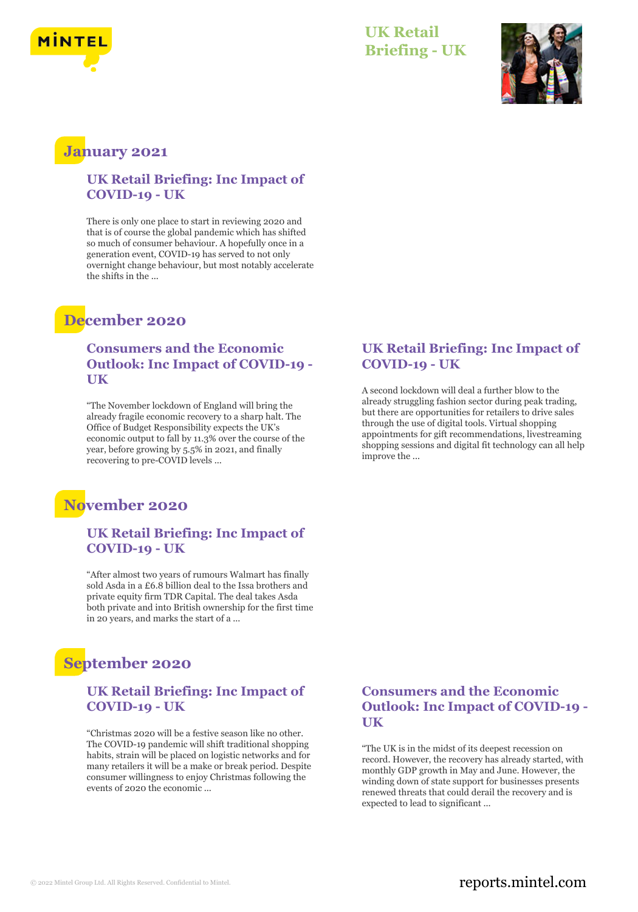# UK Retail Briefing - UK

## January 2021

### UK Retail Briefing: Inc Impact of COVID-19 - UK

There is only one place to start in reviewing 2020 and that is of course the global pandemic which has shifted so much of consumer behaviour. A hopefully once in a generation event, COVID-19 has served to not only overnight change behaviour, but most notably accelerate the shifts in the ...

## December 2020

### Consumers and the Economic Outlook: Inc Impact of COVID-19 - UK

"The November lockdown of England will bring the already fragile economic recovery to a sharp halt. The Office of Budget Responsibility expects the UK's economic output to fall by 11.3% over the course of the year, before growing by 5.5% in 2021, and finally recovering to pre-COVID levels ...

### UK Retail Briefing: Inc Impact of COVID-19 - UK

A second lockdown will deal a further blow to the already struggling fashion sector during peak trading, but there are opportunities for retailers to drive sales through the use of digital tools. Virtual shopping appointments for gift recommendations, livestreaming shopping sessions and digital fit technology can all help improve the ...

## November 2020

### UK Retail Briefing: Inc Impact of COVID-19 - UK

"After almost two years of rumours Walmart has finally sold Asda in a £6.8 billion deal to the Issa brothers and private equity firm TDR Capital. The deal takes Asda both private and into British ownership for the first time in 20 years, and marks the start of a ...

## September 2020

### UK Retail Briefing: Inc Impact of COVID-19 - UK

"Christmas 2020 will be a festive season like no other. The COVID-19 pandemic will shift traditional shopping habits, strain will be placed on logistic networks and for many retailers it will be a make or break period. Despite consumer willingness to enjoy Christmas following the events of 2020 the economic ...

### Consumers and the Economic Outlook: Inc Impact of COVID-19 - UK

"The UK is in the midst of its deepest recession on record. However, the recovery has already started, with monthly GDP growth in May and June. However, the winding down of state support for businesses presents renewed threats that could derail the recovery and is expected to lead to significant ...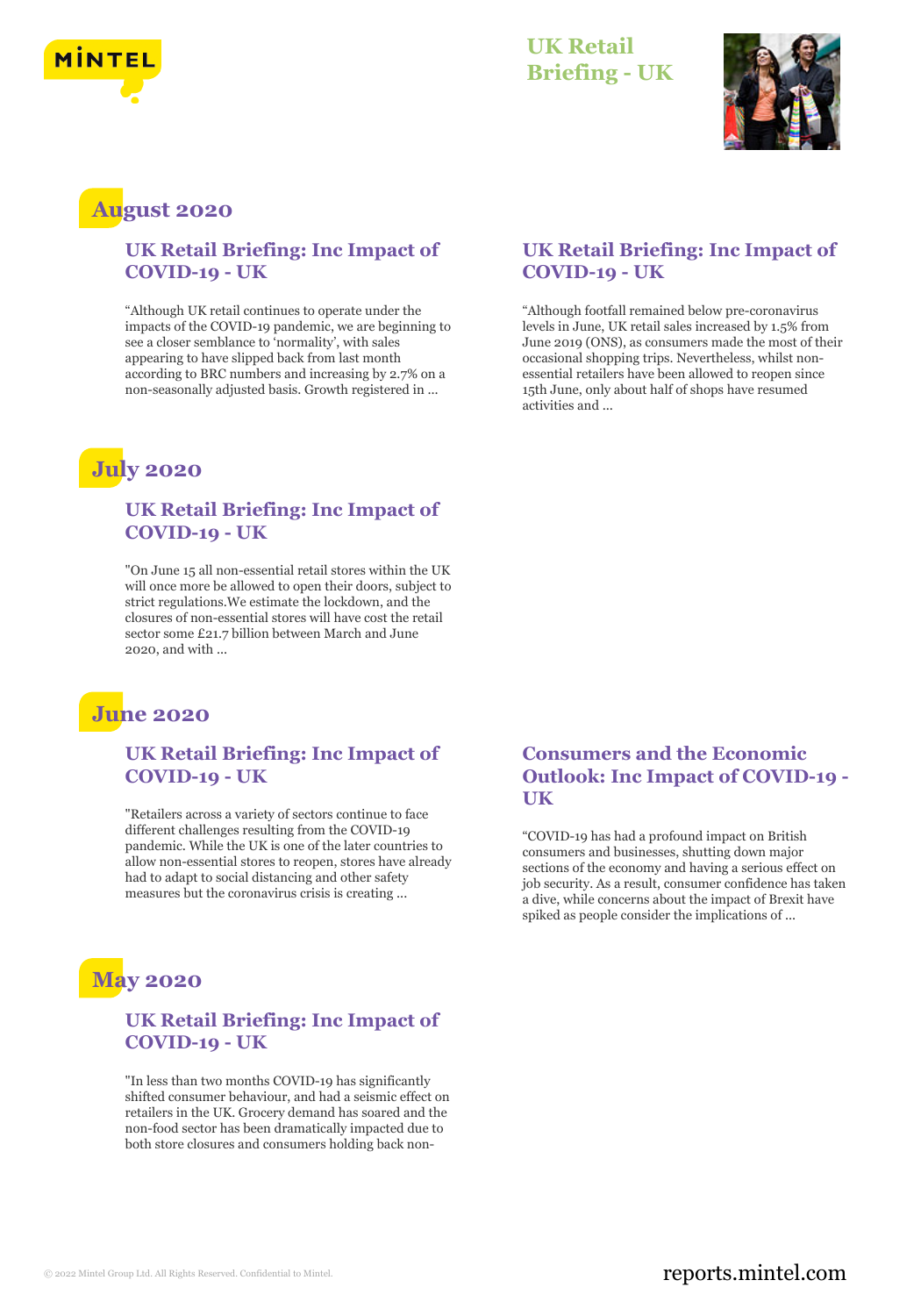# UK Retail Briefing - UK

## August 2020

### UK Retail Briefing: Inc Impact of COVID-19 - UK

"Although UK retail continues to operate under the impacts of the COVID-19 pandemic, we are beginning to see a closer semblance to 'normality', with sales appearing to have slipped back from last month according to BRC numbers and increasing by 2.7% on a non-seasonally adjusted basis. Growth registered in ...

### UK Retail Briefing: Inc Impact of COVID-19 - UK

"Although footfall remained below pre-coronavirus levels in June, UK retail sales increased by 1.5% from June 2019 (ONS), as consumers made the most of their occasional shopping trips. Nevertheless, whilst non-essential retailers have been allowed to reopen since 15th June, only about half of shops have resumed activities and ...

## July 2020

### UK Retail Briefing: Inc Impact of COVID-19 - UK

"On June 15 all non-essential retail stores within the UK will once more be allowed to open their doors, subject to strict regulations.We estimate the lockdown, and the closures of non-essential stores will have cost the retail sector some £21.7 billion between March and June 2020, and with ...

## June 2020

### UK Retail Briefing: Inc Impact of COVID-19 - UK

"Retailers across a variety of sectors continue to face different challenges resulting from the COVID-19 pandemic. While the UK is one of the later countries to allow non-essential stores to reopen, stores have already had to adapt to social distancing and other safety measures but the coronavirus crisis is creating ...

### Consumers and the Economic Outlook: Inc Impact of COVID-19 - UK

"COVID-19 has had a profound impact on British consumers and businesses, shutting down major sections of the economy and having a serious effect on job security. As a result, consumer confidence has taken a dive, while concerns about the impact of Brexit have spiked as people consider the implications of ...

## May 2020

### UK Retail Briefing: Inc Impact of COVID-19 - UK

"In less than two months COVID-19 has significantly shifted consumer behaviour, and had a seismic effect on retailers in the UK. Grocery demand has soared and the non-food sector has been dramatically impacted due to both store closures and consumers holding back non-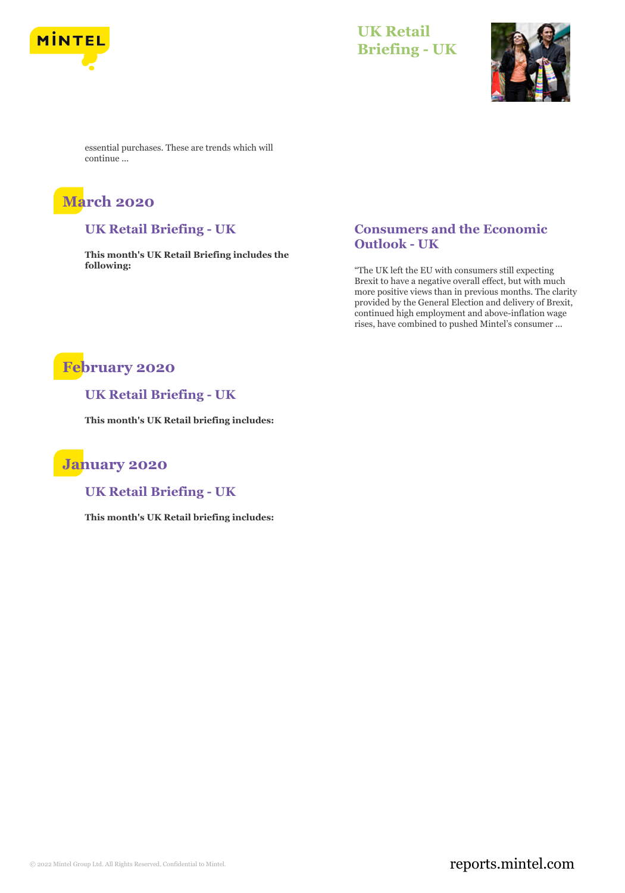essential purchases. These are trends which will continue ...

## March 2020

### UK Retail Briefing - UK

**This month's UK Retail Briefing includes the following:**

### Consumers and the Economic Outlook - UK

"The UK left the EU with consumers still expecting Brexit to have a negative overall effect, but with much more positive views than in previous months. The clarity provided by the General Election and delivery of Brexit, continued high employment and above-inflation wage rises, have combined to pushed Mintel's consumer ...

## February 2020

### UK Retail Briefing - UK

**This month's UK Retail briefing includes:**

## January 2020

### UK Retail Briefing - UK

**This month's UK Retail briefing includes:**